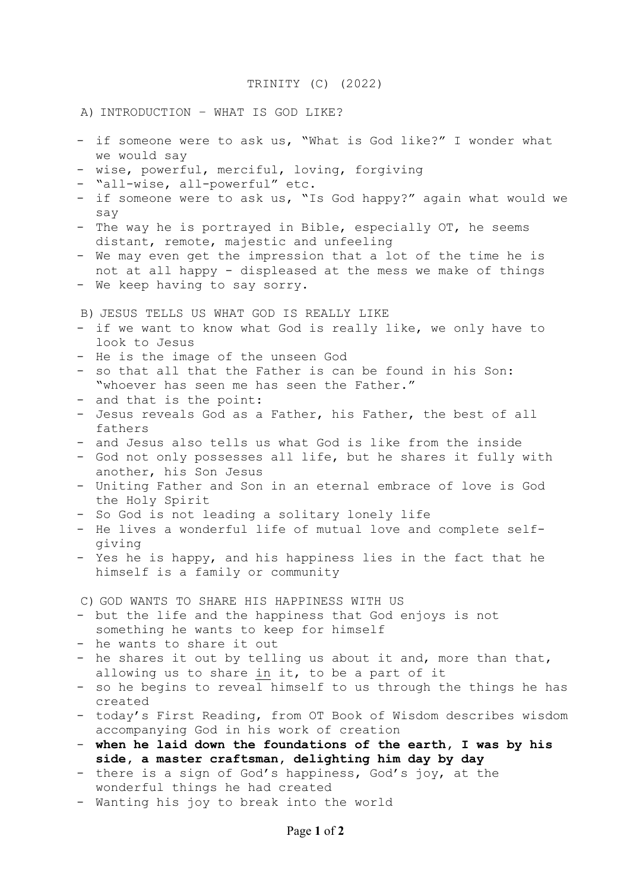TRINITY (C) (2022)

## A) INTRODUCTION – WHAT IS GOD LIKE?

- if someone were to ask us, "What is God like?" I wonder what we would say
- wise, powerful, merciful, loving, forgiving
- "all-wise, all-powerful" etc.
- if someone were to ask us, "Is God happy?" again what would we say
- The way he is portrayed in Bible, especially OT, he seems distant, remote, majestic and unfeeling
- We may even get the impression that a lot of the time he is not at all happy - displeased at the mess we make of things
- We keep having to say sorry.

## B) JESUS TELLS US WHAT GOD IS REALLY LIKE

- if we want to know what God is really like, we only have to look to Jesus
- He is the image of the unseen God
- so that all that the Father is can be found in his Son: "whoever has seen me has seen the Father."
- and that is the point:
- Jesus reveals God as a Father, his Father, the best of all fathers
- and Jesus also tells us what God is like from the inside
- God not only possesses all life, but he shares it fully with another, his Son Jesus
- Uniting Father and Son in an eternal embrace of love is God the Holy Spirit
- So God is not leading a solitary lonely life
- He lives a wonderful life of mutual love and complete self-giving
- Yes he is happy, and his happiness lies in the fact that he himself is a family or community

## C) GOD WANTS TO SHARE HIS HAPPINESS WITH US

- but the life and the happiness that God enjoys is not something he wants to keep for himself
- he wants to share it out
- he shares it out by telling us about it and, more than that, allowing us to share <u>in</u> it, to be a part of it
- so he begins to reveal himself to us through the things he has created
- today's First Reading, from OT Book of Wisdom describes wisdom accompanying God in his work of creation
- **when he laid down the foundations of the earth, I was by his side, a master craftsman, delighting him day by day**
- there is a sign of God's happiness, God's joy, at the wonderful things he had created
- Wanting his joy to break into the world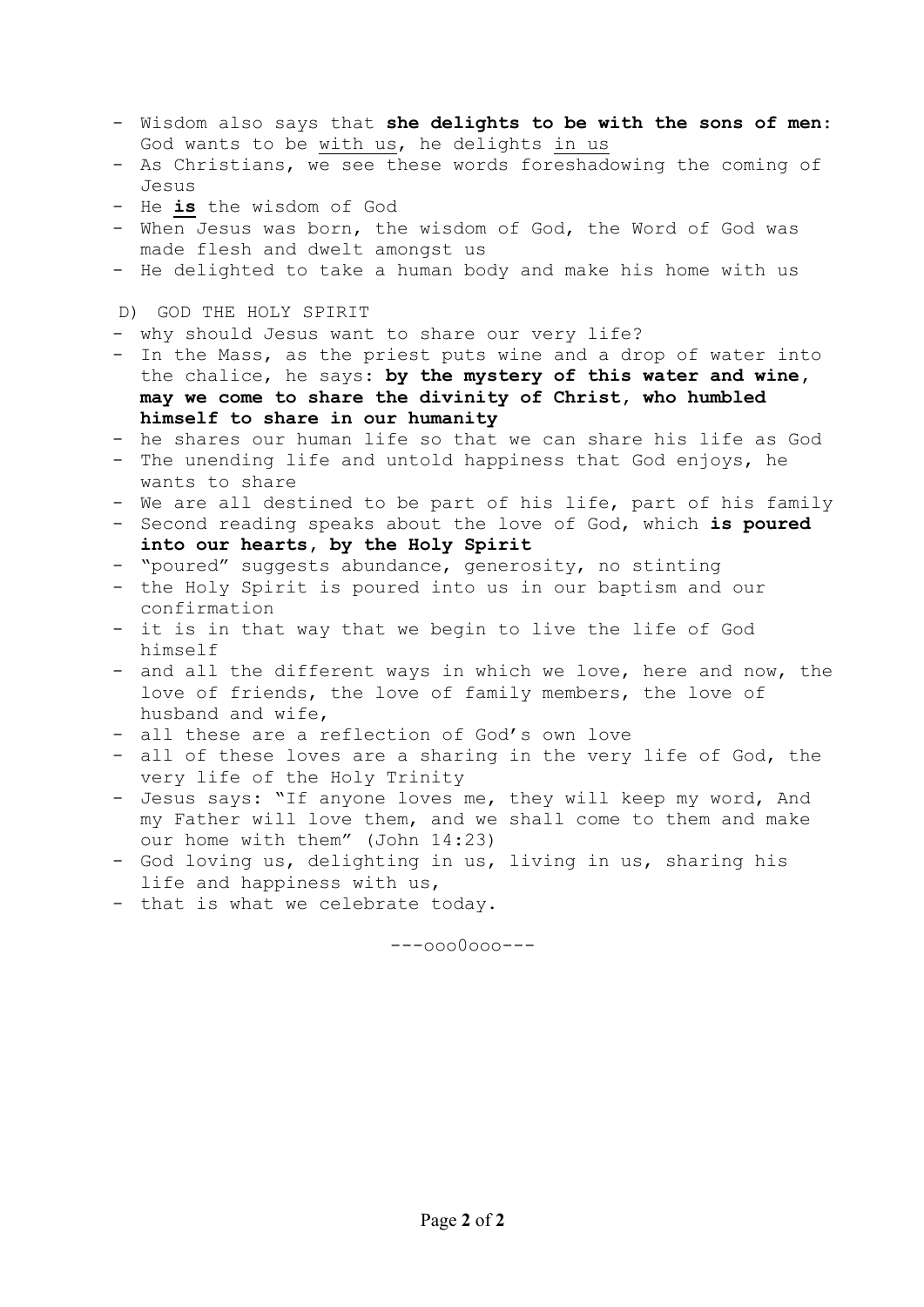- Wisdom also says that **she delights to be with the sons of men**: God wants to be <u>with us</u>, he delights <u>in us</u>
- As Christians, we see these words foreshadowing the coming of Jesus
- He <u>**is**</u> the wisdom of God
- When Jesus was born, the wisdom of God, the Word of God was made flesh and dwelt amongst us
- He delighted to take a human body and make his home with us

D) GOD THE HOLY SPIRIT

- why should Jesus want to share our very life?
- In the Mass, as the priest puts wine and a drop of water into the chalice, he says: **by the mystery of this water and wine, may we come to share the divinity of Christ, who humbled himself to share in our humanity**
- he shares our human life so that we can share his life as God
- The unending life and untold happiness that God enjoys, he wants to share
- We are all destined to be part of his life, part of his family
- Second reading speaks about the love of God, which **is poured into our hearts, by the Holy Spirit**
- "poured" suggests abundance, generosity, no stinting
- the Holy Spirit is poured into us in our baptism and our confirmation
- it is in that way that we begin to live the life of God himself
- and all the different ways in which we love, here and now, the love of friends, the love of family members, the love of husband and wife,
- all these are a reflection of God's own love
- all of these loves are a sharing in the very life of God, the very life of the Holy Trinity
- Jesus says: "If anyone loves me, they will keep my word, And my Father will love them, and we shall come to them and make our home with them" (John 14:23)
- God loving us, delighting in us, living in us, sharing his life and happiness with us,
- that is what we celebrate today.

---ooo0ooo---